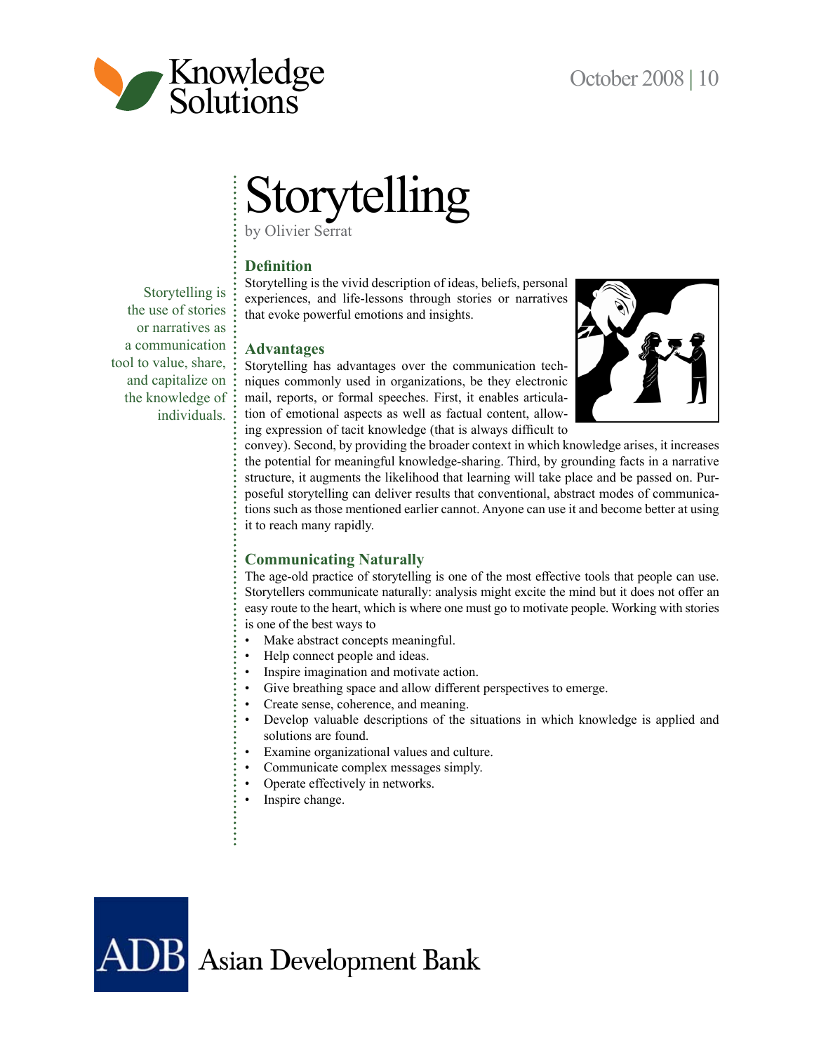Knowledge Solutions

October 2008 | 10

# Storytelling

by Olivier Serrat

Storytelling is the use of stories or narratives as a communication tool to value, share, and capitalize on the knowledge of individuals.

## Definition

Storytelling is the vivid description of ideas, beliefs, personal experiences, and life-lessons through stories or narratives that evoke powerful emotions and insights.

## Advantages

Storytelling has advantages over the communication techniques commonly used in organizations, be they electronic mail, reports, or formal speeches. First, it enables articulation of emotional aspects as well as factual content, allowing expression of tacit knowledge (that is always difficult to convey). Second, by providing the broader context in which knowledge arises, it increases the potential for meaningful knowledge-sharing. Third, by grounding facts in a narrative structure, it augments the likelihood that learning will take place and be passed on. Purposeful storytelling can deliver results that conventional, abstract modes of communications such as those mentioned earlier cannot. Anyone can use it and become better at using it to reach many rapidly.

## Communicating Naturally

The age-old practice of storytelling is one of the most effective tools that people can use. Storytellers communicate naturally: analysis might excite the mind but it does not offer an easy route to the heart, which is where one must go to motivate people. Working with stories is one of the best ways to

- Make abstract concepts meaningful.
- Help connect people and ideas.
- Inspire imagination and motivate action.
- Give breathing space and allow different perspectives to emerge.
- Create sense, coherence, and meaning.
- Develop valuable descriptions of the situations in which knowledge is applied and solutions are found.
- Examine organizational values and culture.
- Communicate complex messages simply.
- Operate effectively in networks.
- Inspire change.

ADB Asian Development Bank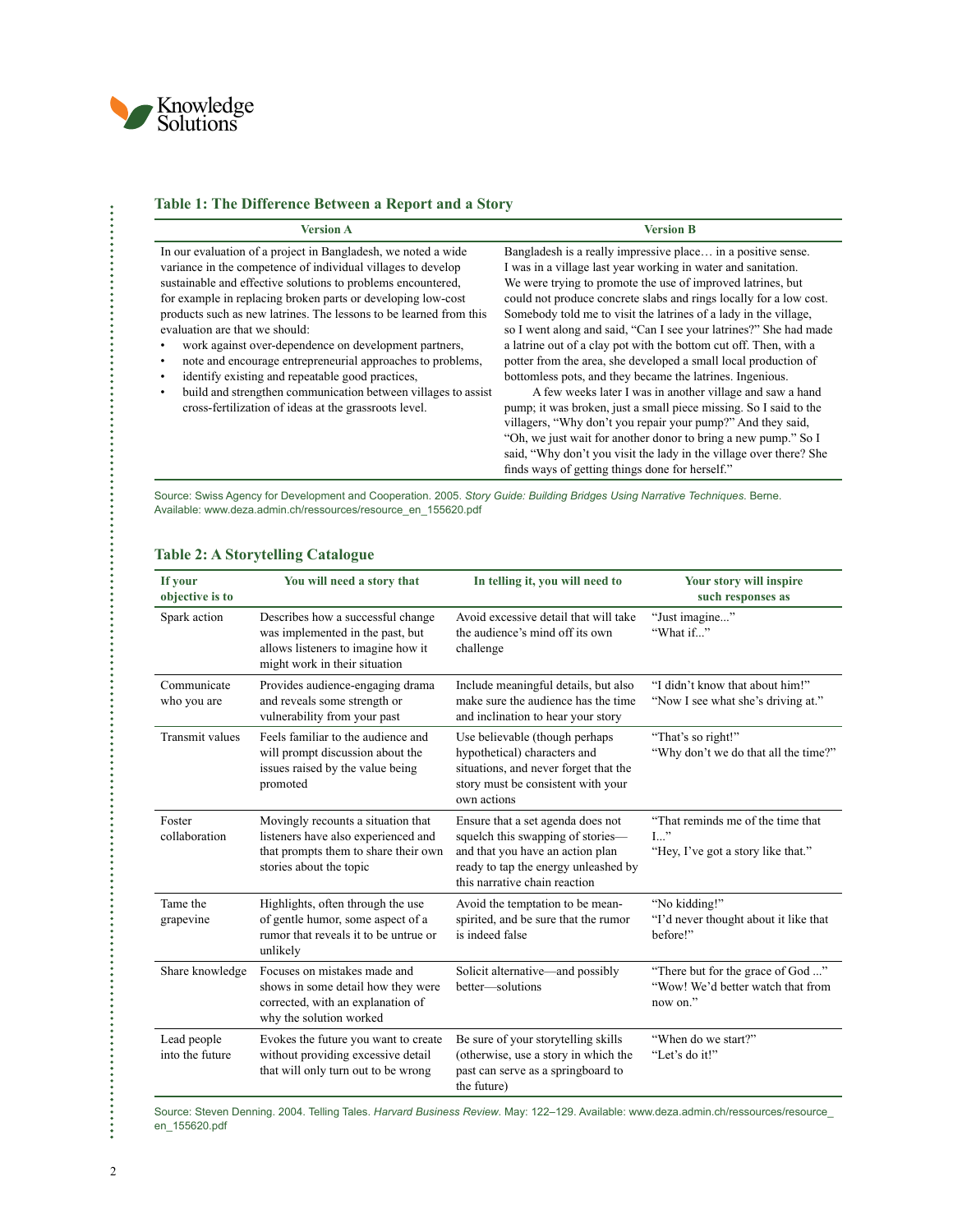### Table 1: The Difference Between a Report and a Story

| Version A | Version B |
|---|---|
| In our evaluation of a project in Bangladesh, we noted a wide variance in the competence of individual villages to develop sustainable and effective solutions to problems encountered, for example in replacing broken parts or developing low-cost products such as new latrines. The lessons to be learned from this evaluation are that we should: <br>• work against over-dependence on development partners, <br>• note and encourage entrepreneurial approaches to problems, <br>• identify existing and repeatable good practices, <br>• build and strengthen communication between villages to assist cross-fertilization of ideas at the grassroots level. | Bangladesh is a really impressive place… in a positive sense. I was in a village last year working in water and sanitation. We were trying to promote the use of improved latrines, but could not produce concrete slabs and rings locally for a low cost. Somebody told me to visit the latrines of a lady in the village, so I went along and said, "Can I see your latrines?" She had made a latrine out of a clay pot with the bottom cut off. Then, with a potter from the area, she developed a small local production of bottomless pots, and they became the latrines. Ingenious. <br>A few weeks later I was in another village and saw a hand pump; it was broken, just a small piece missing. So I said to the villagers, "Why don't you repair your pump?" And they said, "Oh, we just wait for another donor to bring a new pump." So I said, "Why don't you visit the lady in the village over there? She finds ways of getting things done for herself." |

Source: Swiss Agency for Development and Cooperation. 2005. *Story Guide: Building Bridges Using Narrative Techniques*. Berne. Available: www.deza.admin.ch/ressources/resource_en_155620.pdf

### Table 2: A Storytelling Catalogue

| If your objective is to | You will need a story that | In telling it, you will need to | Your story will inspire such responses as |
|---|---|---|---|
| Spark action | Describes how a successful change was implemented in the past, but allows listeners to imagine how it might work in their situation | Avoid excessive detail that will take the audience's mind off its own challenge | "Just imagine..." <br>"What if..." |
| Communicate who you are | Provides audience-engaging drama and reveals some strength or vulnerability from your past | Include meaningful details, but also make sure the audience has the time and inclination to hear your story | "I didn't know that about him!" <br>"Now I see what she's driving at." |
| Transmit values | Feels familiar to the audience and will prompt discussion about the issues raised by the value being promoted | Use believable (though perhaps hypothetical) characters and situations, and never forget that the story must be consistent with your own actions | "That's so right!" <br>"Why don't we do that all the time?" |
| Foster collaboration | Movingly recounts a situation that listeners have also experienced and that prompts them to share their own stories about the topic | Ensure that a set agenda does not squelch this swapping of stories—and that you have an action plan ready to tap the energy unleashed by this narrative chain reaction | "That reminds me of the time that I..." <br>"Hey, I've got a story like that." |
| Tame the grapevine | Highlights, often through the use of gentle humor, some aspect of a rumor that reveals it to be untrue or unlikely | Avoid the temptation to be mean-spirited, and be sure that the rumor is indeed false | "No kidding!" <br>"I'd never thought about it like that before!" |
| Share knowledge | Focuses on mistakes made and shows in some detail how they were corrected, with an explanation of why the solution worked | Solicit alternative—and possibly better—solutions | "There but for the grace of God ..." <br>"Wow! We'd better watch that from now on." |
| Lead people into the future | Evokes the future you want to create without providing excessive detail that will only turn out to be wrong | Be sure of your storytelling skills (otherwise, use a story in which the past can serve as a springboard to the future) | "When do we start?" <br>"Let's do it!" |

Source: Steven Denning. 2004. Telling Tales. *Harvard Business Review*. May: 122–129. Available: www.deza.admin.ch/ressources/resource_en_155620.pdf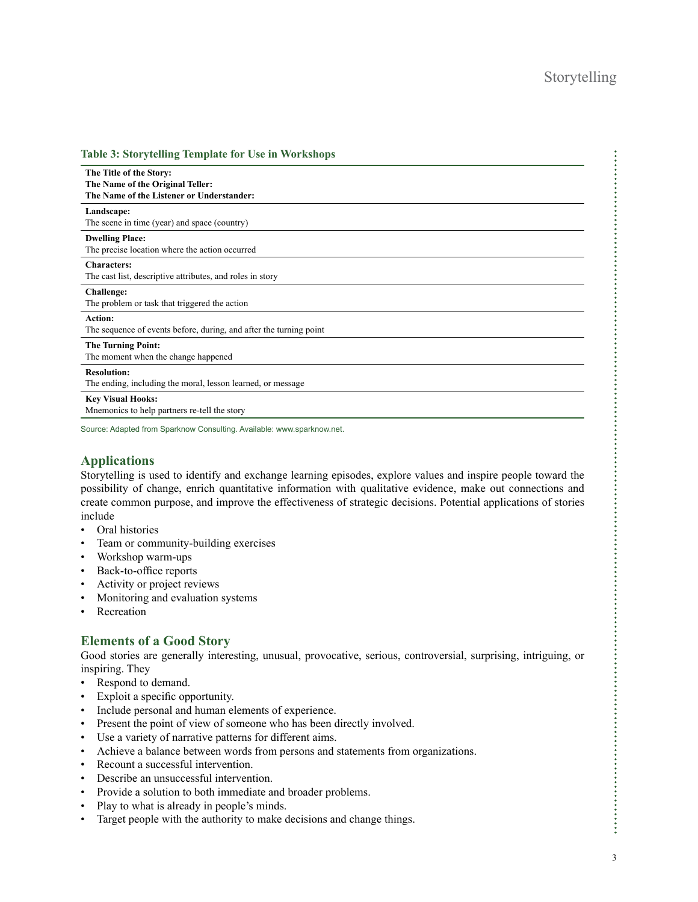**Table 3: Storytelling Template for Use in Workshops**

| **The Title of the Story:**<br>**The Name of the Original Teller:**<br>**The Name of the Listener or Understander:** |
|---|
| **Landscape:**<br>The scene in time (year) and space (country) |
| **Dwelling Place:**<br>The precise location where the action occurred |
| **Characters:**<br>The cast list, descriptive attributes, and roles in story |
| **Challenge:**<br>The problem or task that triggered the action |
| **Action:**<br>The sequence of events before, during, and after the turning point |
| **The Turning Point:**<br>The moment when the change happened |
| **Resolution:**<br>The ending, including the moral, lesson learned, or message |
| **Key Visual Hooks:**<br>Mnemonics to help partners re-tell the story |

Source: Adapted from Sparknow Consulting. Available: www.sparknow.net.

## Applications

Storytelling is used to identify and exchange learning episodes, explore values and inspire people toward the possibility of change, enrich quantitative information with qualitative evidence, make out connections and create common purpose, and improve the effectiveness of strategic decisions. Potential applications of stories include

- Oral histories
- Team or community-building exercises
- Workshop warm-ups
- Back-to-office reports
- Activity or project reviews
- Monitoring and evaluation systems
- Recreation

## Elements of a Good Story

Good stories are generally interesting, unusual, provocative, serious, controversial, surprising, intriguing, or inspiring. They

- Respond to demand.
- Exploit a specific opportunity.
- Include personal and human elements of experience.
- Present the point of view of someone who has been directly involved.
- Use a variety of narrative patterns for different aims.
- Achieve a balance between words from persons and statements from organizations.
- Recount a successful intervention.
- Describe an unsuccessful intervention.
- Provide a solution to both immediate and broader problems.
- Play to what is already in people's minds.
- Target people with the authority to make decisions and change things.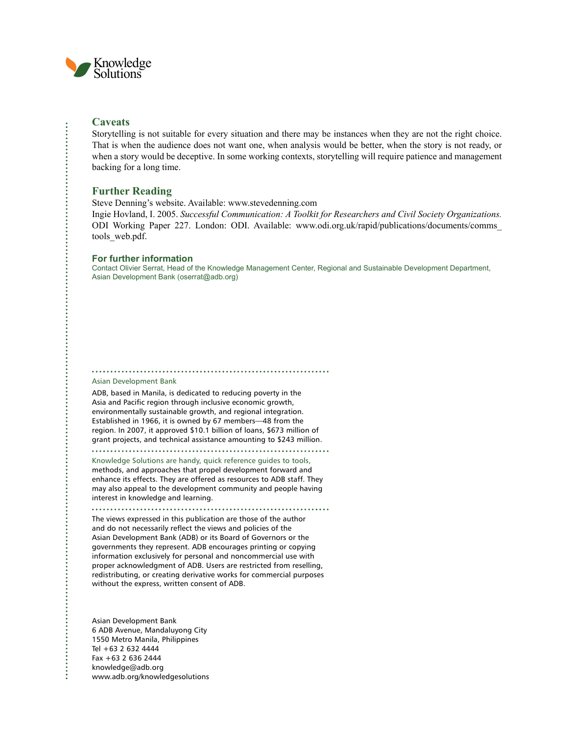## Caveats

Storytelling is not suitable for every situation and there may be instances when they are not the right choice. That is when the audience does not want one, when analysis would be better, when the story is not ready, or when a story would be deceptive. In some working contexts, storytelling will require patience and management backing for a long time.

## Further Reading

Steve Denning's website. Available: www.stevedenning.com

Ingie Hovland, I. 2005. *Successful Communication: A Toolkit for Researchers and Civil Society Organizations.* ODI Working Paper 227. London: ODI. Available: www.odi.org.uk/rapid/publications/documents/comms_tools_web.pdf.

### For further information

Contact Olivier Serrat, Head of the Knowledge Management Center, Regional and Sustainable Development Department, Asian Development Bank (oserrat@adb.org)

Asian Development Bank

ADB, based in Manila, is dedicated to reducing poverty in the Asia and Pacific region through inclusive economic growth, environmentally sustainable growth, and regional integration. Established in 1966, it is owned by 67 members—48 from the region. In 2007, it approved $10.1 billion of loans, $673 million of grant projects, and technical assistance amounting to $243 million.

Knowledge Solutions are handy, quick reference guides to tools, methods, and approaches that propel development forward and enhance its effects. They are offered as resources to ADB staff. They may also appeal to the development community and people having interest in knowledge and learning.

The views expressed in this publication are those of the author and do not necessarily reflect the views and policies of the Asian Development Bank (ADB) or its Board of Governors or the governments they represent. ADB encourages printing or copying information exclusively for personal and noncommercial use with proper acknowledgment of ADB. Users are restricted from reselling, redistributing, or creating derivative works for commercial purposes without the express, written consent of ADB.

Asian Development Bank
6 ADB Avenue, Mandaluyong City
1550 Metro Manila, Philippines
Tel +63 2 632 4444
Fax +63 2 636 2444
knowledge@adb.org
www.adb.org/knowledgesolutions